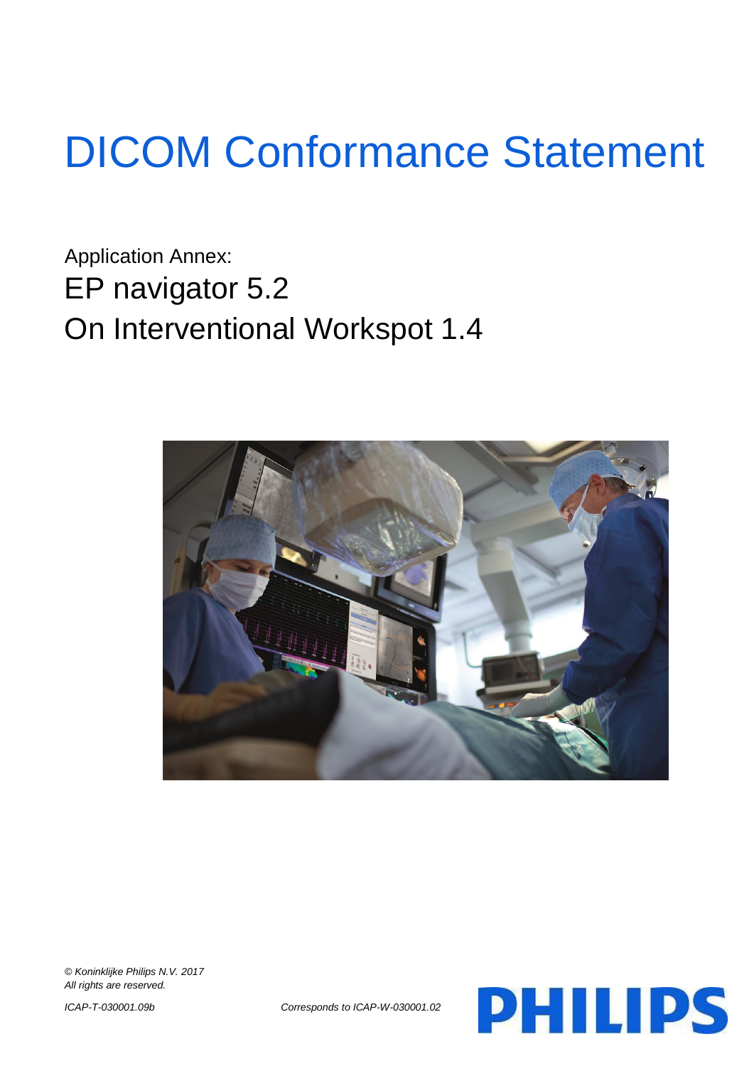# DICOM Conformance Statement

Application Annex:

## EP navigator 5.2

## On Interventional Workspot 1.4

*© Koninklijke Philips N.V. 2017*
*All rights are reserved.*

*ICAP-T-030001.09b*

*Corresponds to ICAP-W-030001.02*

PHILIPS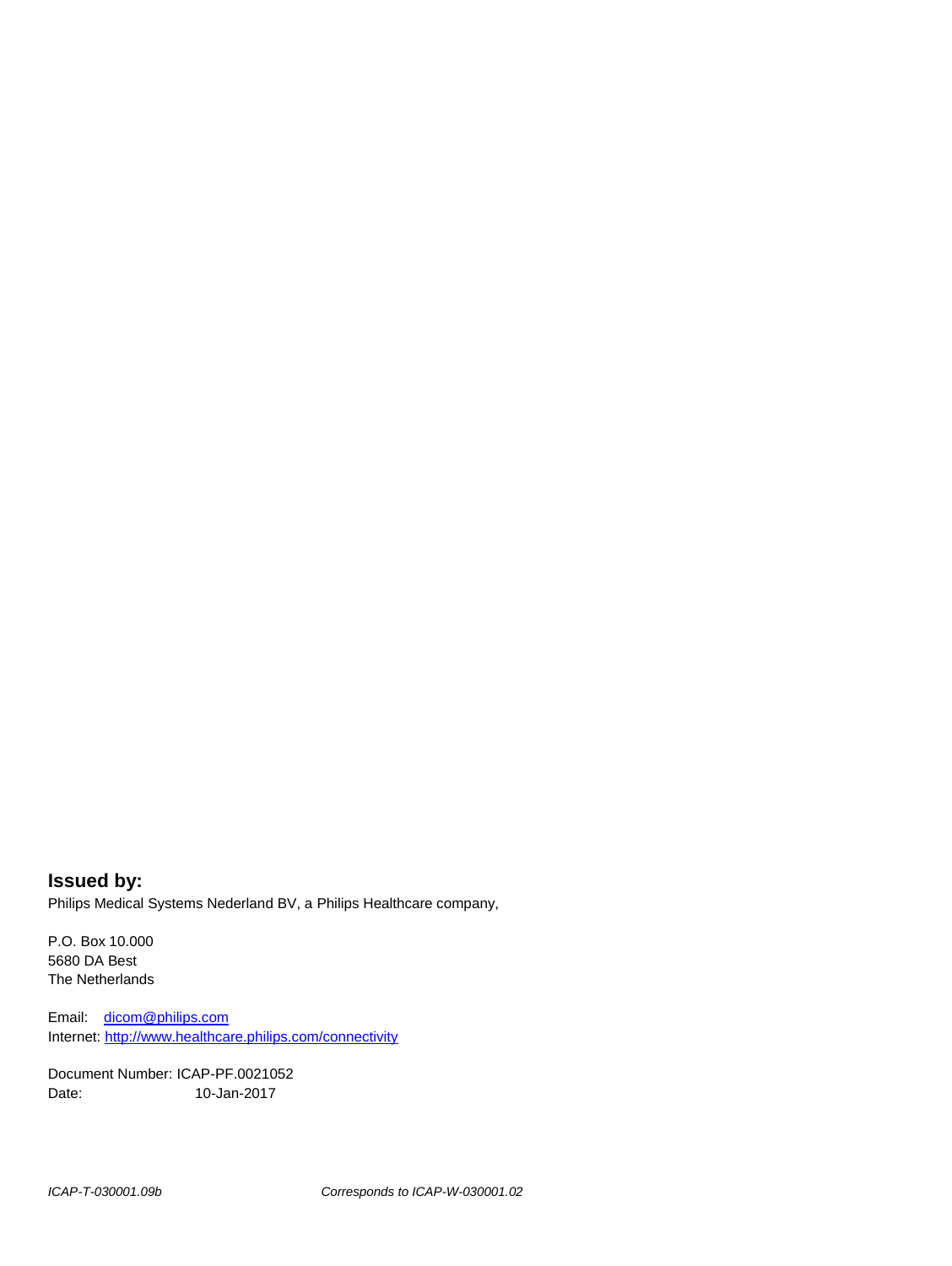**Issued by:**

Philips Medical Systems Nederland BV, a Philips Healthcare company,

P.O. Box 10.000
5680 DA Best
The Netherlands

Email: dicom@philips.com
Internet: http://www.healthcare.philips.com/connectivity

Document Number: ICAP-PF.0021052
Date: 10-Jan-2017

*ICAP-T-030001.09b* *Corresponds to ICAP-W-030001.02*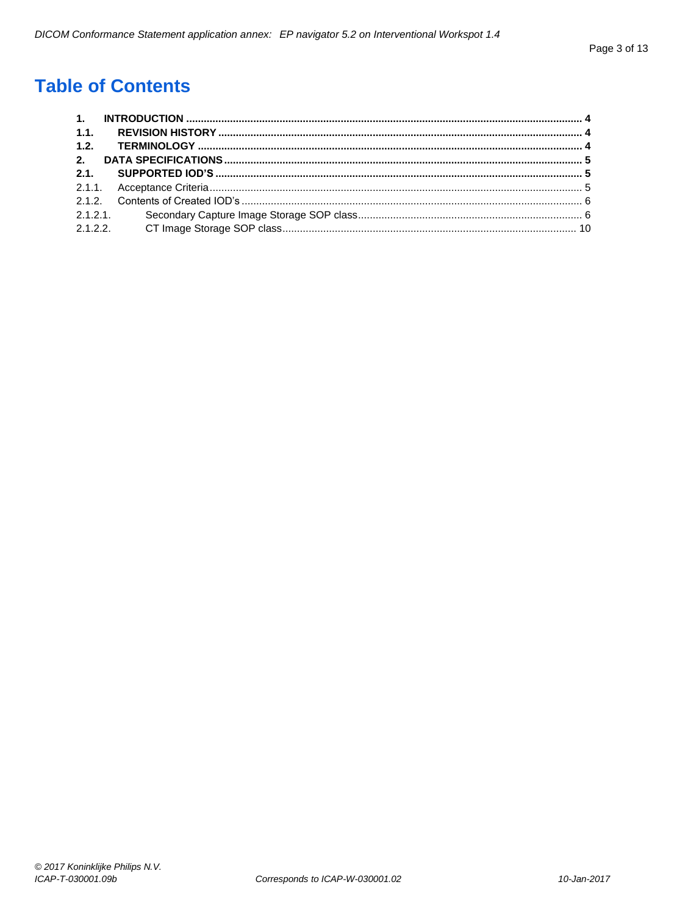# Table of Contents

**1. INTRODUCTION ..... 4**
**1.1. REVISION HISTORY ..... 4**
**1.2. TERMINOLOGY ..... 4**
**2. DATA SPECIFICATIONS ..... 5**
**2.1. SUPPORTED IOD'S ..... 5**
2.1.1. Acceptance Criteria ..... 5
2.1.2. Contents of Created IOD's ..... 6
2.1.2.1. Secondary Capture Image Storage SOP class ..... 6
2.1.2.2. CT Image Storage SOP class ..... 10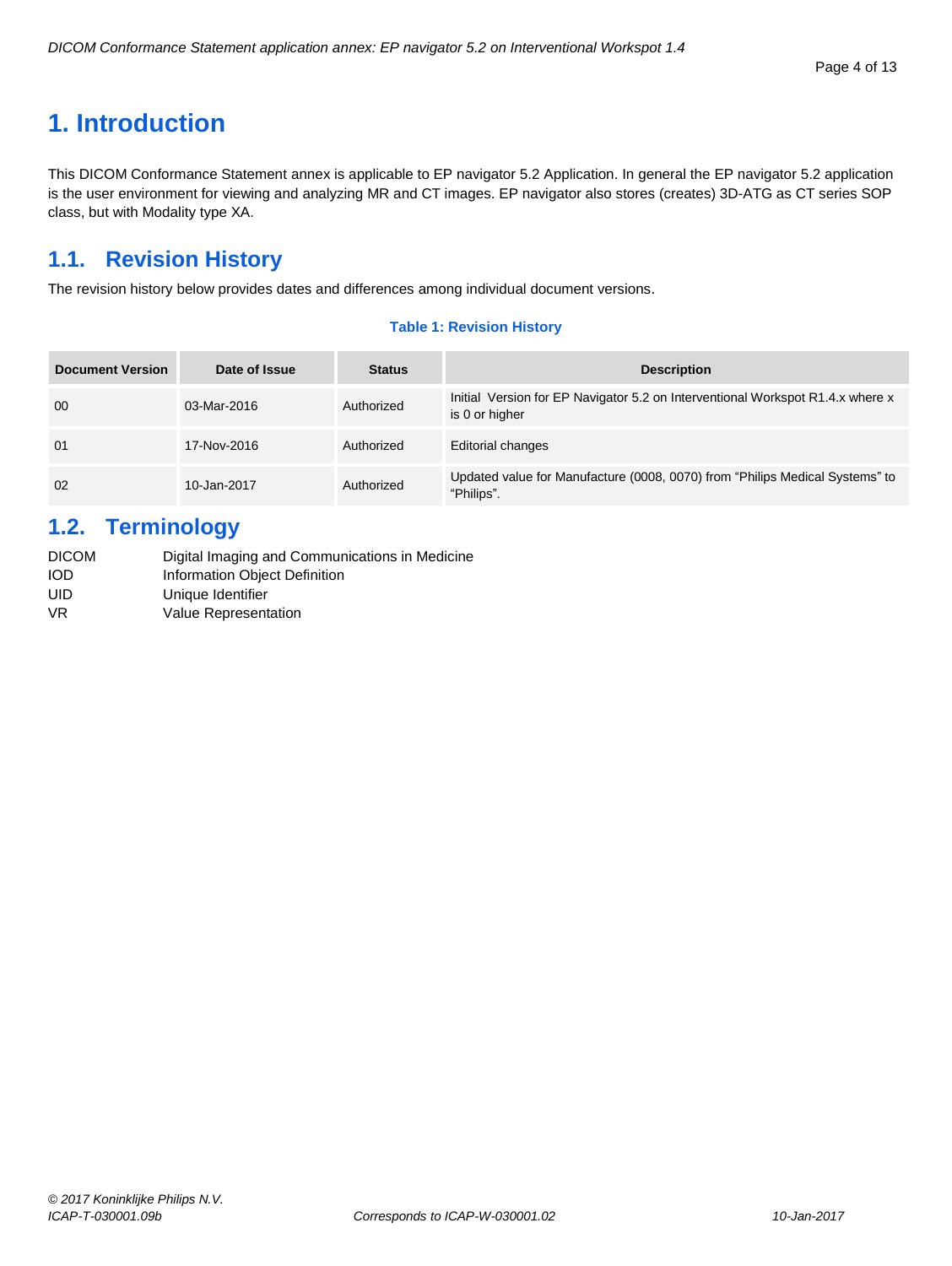# 1. Introduction

This DICOM Conformance Statement annex is applicable to EP navigator 5.2 Application. In general the EP navigator 5.2 application is the user environment for viewing and analyzing MR and CT images. EP navigator also stores (creates) 3D-ATG as CT series SOP class, but with Modality type XA.

## 1.1. Revision History

The revision history below provides dates and differences among individual document versions.

**Table 1: Revision History**

| Document Version | Date of Issue | Status | Description |
|---|---|---|---|
| 00 | 03-Mar-2016 | Authorized | Initial Version for EP Navigator 5.2 on Interventional Workspot R1.4.x where x is 0 or higher |
| 01 | 17-Nov-2016 | Authorized | Editorial changes |
| 02 | 10-Jan-2017 | Authorized | Updated value for Manufacture (0008, 0070) from “Philips Medical Systems” to “Philips”. |

## 1.2. Terminology

| | |
|---|---|
| DICOM | Digital Imaging and Communications in Medicine |
| IOD | Information Object Definition |
| UID | Unique Identifier |
| VR | Value Representation |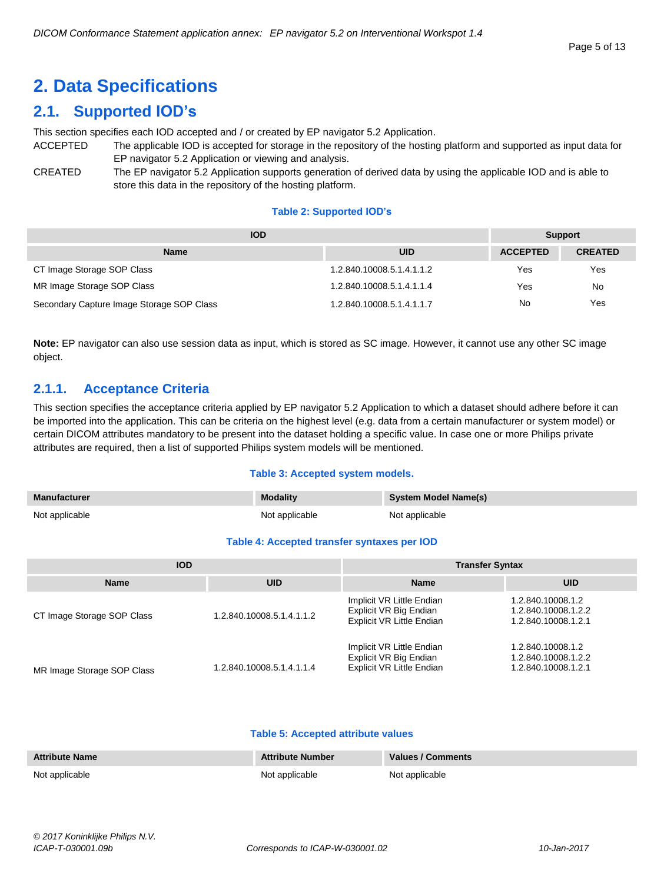# 2. Data Specifications

## 2.1. Supported IOD's

This section specifies each IOD accepted and / or created by EP navigator 5.2 Application.

ACCEPTED The applicable IOD is accepted for storage in the repository of the hosting platform and supported as input data for EP navigator 5.2 Application or viewing and analysis.

CREATED The EP navigator 5.2 Application supports generation of derived data by using the applicable IOD and is able to store this data in the repository of the hosting platform.

**Table 2: Supported IOD's**

| IOD | | Support | |
|---|---|---|---|
| **Name** | **UID** | **ACCEPTED** | **CREATED** |
| CT Image Storage SOP Class | 1.2.840.10008.5.1.4.1.1.2 | Yes | Yes |
| MR Image Storage SOP Class | 1.2.840.10008.5.1.4.1.1.4 | Yes | No |
| Secondary Capture Image Storage SOP Class | 1.2.840.10008.5.1.4.1.1.7 | No | Yes |

**Note:** EP navigator can also use session data as input, which is stored as SC image. However, it cannot use any other SC image object.

### 2.1.1. Acceptance Criteria

This section specifies the acceptance criteria applied by EP navigator 5.2 Application to which a dataset should adhere before it can be imported into the application. This can be criteria on the highest level (e.g. data from a certain manufacturer or system model) or certain DICOM attributes mandatory to be present into the dataset holding a specific value. In case one or more Philips private attributes are required, then a list of supported Philips system models will be mentioned.

**Table 3: Accepted system models.**

| Manufacturer | Modality | System Model Name(s) |
|---|---|---|
| Not applicable | Not applicable | Not applicable |

**Table 4: Accepted transfer syntaxes per IOD**

| IOD | | Transfer Syntax | |
|---|---|---|---|
| **Name** | **UID** | **Name** | **UID** |
| CT Image Storage SOP Class | 1.2.840.10008.5.1.4.1.1.2 | Implicit VR Little Endian<br>Explicit VR Big Endian<br>Explicit VR Little Endian | 1.2.840.10008.1.2<br>1.2.840.10008.1.2.2<br>1.2.840.10008.1.2.1 |
| MR Image Storage SOP Class | 1.2.840.10008.5.1.4.1.1.4 | Implicit VR Little Endian<br>Explicit VR Big Endian<br>Explicit VR Little Endian | 1.2.840.10008.1.2<br>1.2.840.10008.1.2.2<br>1.2.840.10008.1.2.1 |

**Table 5: Accepted attribute values**

| Attribute Name | Attribute Number | Values / Comments |
|---|---|---|
| Not applicable | Not applicable | Not applicable |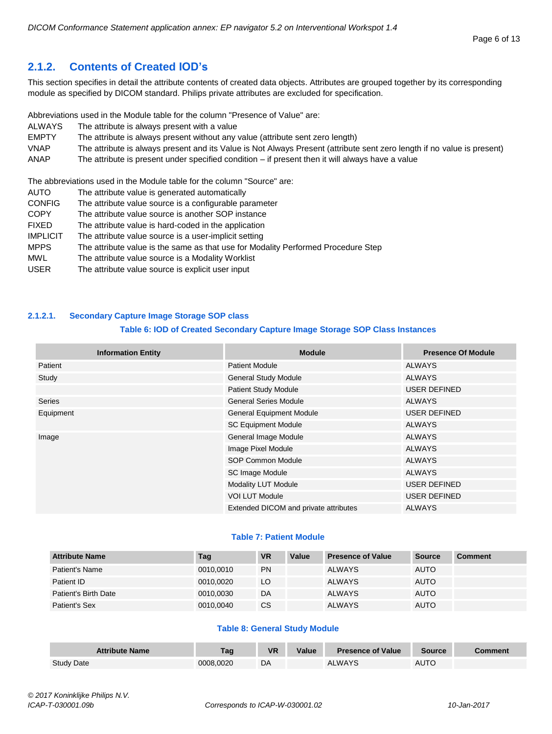## 2.1.2. Contents of Created IOD's

This section specifies in detail the attribute contents of created data objects. Attributes are grouped together by its corresponding module as specified by DICOM standard. Philips private attributes are excluded for specification.

Abbreviations used in the Module table for the column "Presence of Value" are:

| | |
|---|---|
| ALWAYS | The attribute is always present with a value |
| EMPTY | The attribute is always present without any value (attribute sent zero length) |
| VNAP | The attribute is always present and its Value is Not Always Present (attribute sent zero length if no value is present) |
| ANAP | The attribute is present under specified condition – if present then it will always have a value |

The abbreviations used in the Module table for the column "Source" are:

| | |
|---|---|
| AUTO | The attribute value is generated automatically |
| CONFIG | The attribute value source is a configurable parameter |
| COPY | The attribute value source is another SOP instance |
| FIXED | The attribute value is hard-coded in the application |
| IMPLICIT | The attribute value source is a user-implicit setting |
| MPPS | The attribute value is the same as that use for Modality Performed Procedure Step |
| MWL | The attribute value source is a Modality Worklist |
| USER | The attribute value source is explicit user input |

#### 2.1.2.1. Secondary Capture Image Storage SOP class

**Table 6: IOD of Created Secondary Capture Image Storage SOP Class Instances**

| Information Entity | Module | Presence Of Module |
|---|---|---|
| Patient | Patient Module | ALWAYS |
| Study | General Study Module | ALWAYS |
| | Patient Study Module | USER DEFINED |
| Series | General Series Module | ALWAYS |
| Equipment | General Equipment Module | USER DEFINED |
| | SC Equipment Module | ALWAYS |
| Image | General Image Module | ALWAYS |
| | Image Pixel Module | ALWAYS |
| | SOP Common Module | ALWAYS |
| | SC Image Module | ALWAYS |
| | Modality LUT Module | USER DEFINED |
| | VOI LUT Module | USER DEFINED |
| | Extended DICOM and private attributes | ALWAYS |

**Table 7: Patient Module**

| Attribute Name | Tag | VR | Value | Presence of Value | Source | Comment |
|---|---|---|---|---|---|---|
| Patient's Name | 0010,0010 | PN | | ALWAYS | AUTO | |
| Patient ID | 0010,0020 | LO | | ALWAYS | AUTO | |
| Patient's Birth Date | 0010,0030 | DA | | ALWAYS | AUTO | |
| Patient's Sex | 0010,0040 | CS | | ALWAYS | AUTO | |

**Table 8: General Study Module**

| Attribute Name | Tag | VR | Value | Presence of Value | Source | Comment |
|---|---|---|---|---|---|---|
| Study Date | 0008,0020 | DA | | ALWAYS | AUTO | |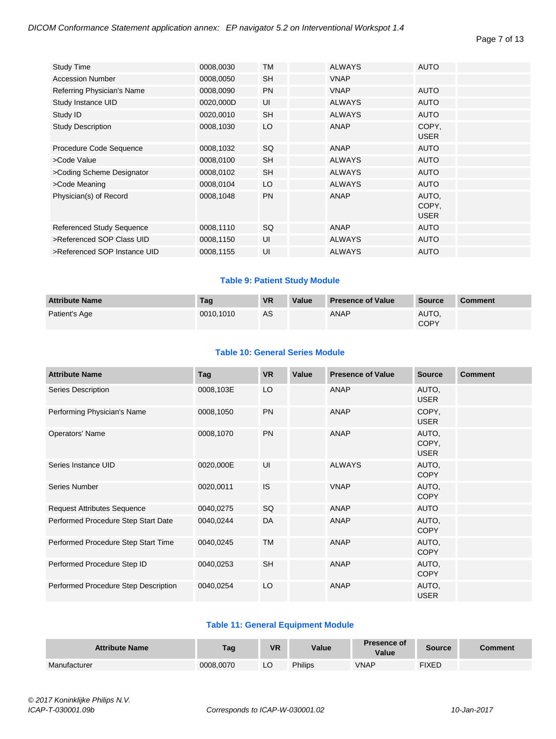| | | | | | | |
|---|---|---|---|---|---|---|
| Study Time | 0008,0030 | TM | | ALWAYS | AUTO | |
| Accession Number | 0008,0050 | SH | | VNAP | | |
| Referring Physician's Name | 0008,0090 | PN | | VNAP | AUTO | |
| Study Instance UID | 0020,000D | UI | | ALWAYS | AUTO | |
| Study ID | 0020,0010 | SH | | ALWAYS | AUTO | |
| Study Description | 0008,1030 | LO | | ANAP | COPY, USER | |
| Procedure Code Sequence | 0008,1032 | SQ | | ANAP | AUTO | |
| >Code Value | 0008,0100 | SH | | ALWAYS | AUTO | |
| >Coding Scheme Designator | 0008,0102 | SH | | ALWAYS | AUTO | |
| >Code Meaning | 0008,0104 | LO | | ALWAYS | AUTO | |
| Physician(s) of Record | 0008,1048 | PN | | ANAP | AUTO, COPY, USER | |
| Referenced Study Sequence | 0008,1110 | SQ | | ANAP | AUTO | |
| >Referenced SOP Class UID | 0008,1150 | UI | | ALWAYS | AUTO | |
| >Referenced SOP Instance UID | 0008,1155 | UI | | ALWAYS | AUTO | |

**Table 9: Patient Study Module**

| Attribute Name | Tag | VR | Value | Presence of Value | Source | Comment |
|---|---|---|---|---|---|---|
| Patient's Age | 0010,1010 | AS | | ANAP | AUTO, COPY | |

**Table 10: General Series Module**

| Attribute Name | Tag | VR | Value | Presence of Value | Source | Comment |
|---|---|---|---|---|---|---|
| Series Description | 0008,103E | LO | | ANAP | AUTO, USER | |
| Performing Physician's Name | 0008,1050 | PN | | ANAP | COPY, USER | |
| Operators' Name | 0008,1070 | PN | | ANAP | AUTO, COPY, USER | |
| Series Instance UID | 0020,000E | UI | | ALWAYS | AUTO, COPY | |
| Series Number | 0020,0011 | IS | | VNAP | AUTO, COPY | |
| Request Attributes Sequence | 0040,0275 | SQ | | ANAP | AUTO | |
| Performed Procedure Step Start Date | 0040,0244 | DA | | ANAP | AUTO, COPY | |
| Performed Procedure Step Start Time | 0040,0245 | TM | | ANAP | AUTO, COPY | |
| Performed Procedure Step ID | 0040,0253 | SH | | ANAP | AUTO, COPY | |
| Performed Procedure Step Description | 0040,0254 | LO | | ANAP | AUTO, USER | |

**Table 11: General Equipment Module**

| Attribute Name | Tag | VR | Value | Presence of Value | Source | Comment |
|---|---|---|---|---|---|---|
| Manufacturer | 0008,0070 | LO | Philips | VNAP | FIXED | |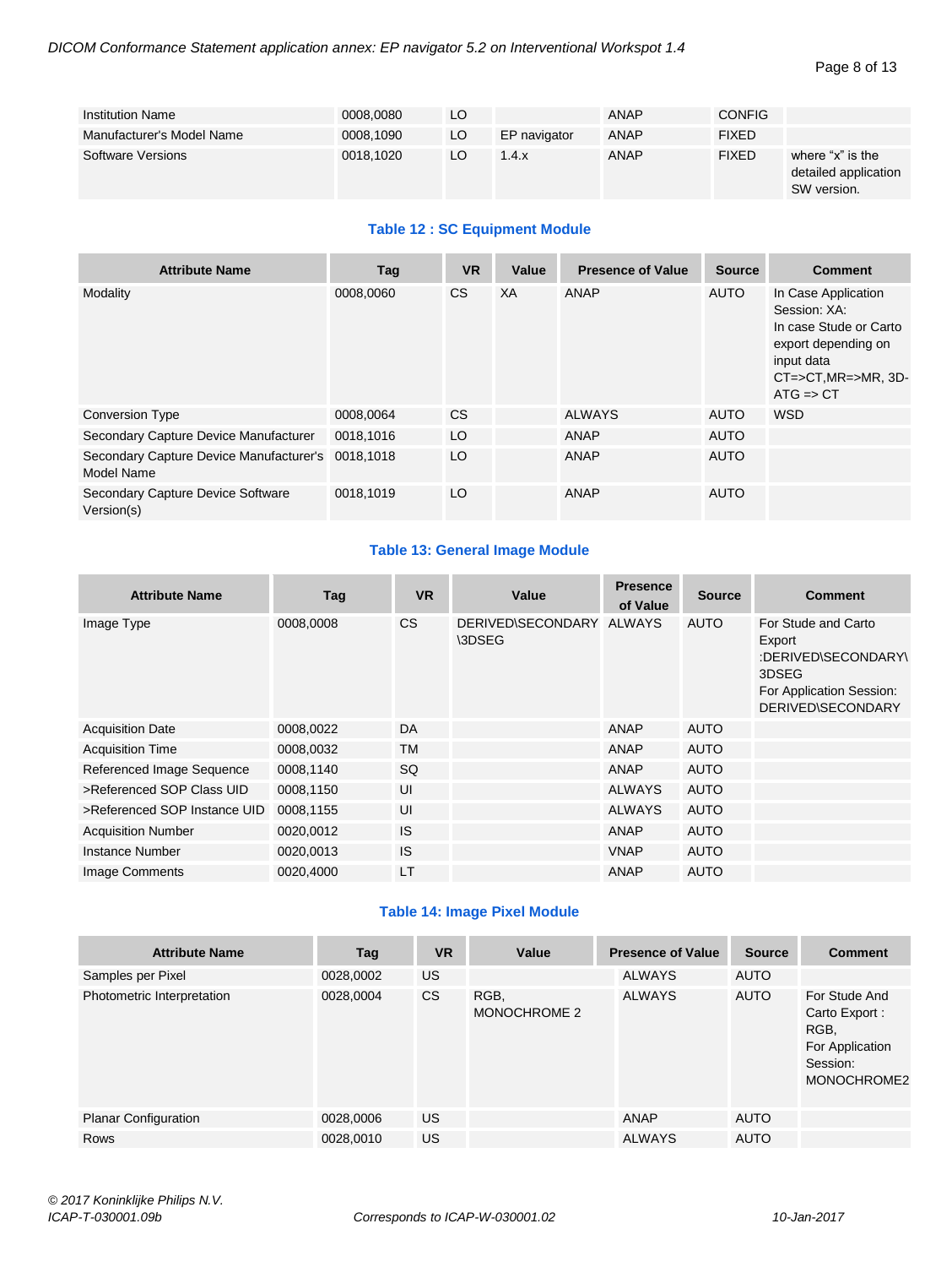| | | | | | | |
|---|---|---|---|---|---|---|
| Institution Name | 0008,0080 | LO | | ANAP | CONFIG | |
| Manufacturer's Model Name | 0008,1090 | LO | EP navigator | ANAP | FIXED | |
| Software Versions | 0018,1020 | LO | 1.4.x | ANAP | FIXED | where "x" is the detailed application SW version. |

### Table 12 : SC Equipment Module

| Attribute Name | Tag | VR | Value | Presence of Value | Source | Comment |
|---|---|---|---|---|---|---|
| Modality | 0008,0060 | CS | XA | ANAP | AUTO | In Case Application Session: XA: In case Stude or Carto export depending on input data CT=>CT,MR=>MR, 3D-ATG => CT |
| Conversion Type | 0008,0064 | CS | | ALWAYS | AUTO | WSD |
| Secondary Capture Device Manufacturer | 0018,1016 | LO | | ANAP | AUTO | |
| Secondary Capture Device Manufacturer's Model Name | 0018,1018 | LO | | ANAP | AUTO | |
| Secondary Capture Device Software Version(s) | 0018,1019 | LO | | ANAP | AUTO | |

### Table 13: General Image Module

| Attribute Name | Tag | VR | Value | Presence of Value | Source | Comment |
|---|---|---|---|---|---|---|
| Image Type | 0008,0008 | CS | DERIVED\SECONDARY \3DSEG | ALWAYS | AUTO | For Stude and Carto Export :DERIVED\SECONDARY\3DSEG For Application Session: DERIVED\SECONDARY |
| Acquisition Date | 0008,0022 | DA | | ANAP | AUTO | |
| Acquisition Time | 0008,0032 | TM | | ANAP | AUTO | |
| Referenced Image Sequence | 0008,1140 | SQ | | ANAP | AUTO | |
| >Referenced SOP Class UID | 0008,1150 | UI | | ALWAYS | AUTO | |
| >Referenced SOP Instance UID | 0008,1155 | UI | | ALWAYS | AUTO | |
| Acquisition Number | 0020,0012 | IS | | ANAP | AUTO | |
| Instance Number | 0020,0013 | IS | | VNAP | AUTO | |
| Image Comments | 0020,4000 | LT | | ANAP | AUTO | |

### Table 14: Image Pixel Module

| Attribute Name | Tag | VR | Value | Presence of Value | Source | Comment |
|---|---|---|---|---|---|---|
| Samples per Pixel | 0028,0002 | US | | ALWAYS | AUTO | |
| Photometric Interpretation | 0028,0004 | CS | RGB, MONOCHROME 2 | ALWAYS | AUTO | For Stude And Carto Export : RGB, For Application Session: MONOCHROME2 |
| Planar Configuration | 0028,0006 | US | | ANAP | AUTO | |
| Rows | 0028,0010 | US | | ALWAYS | AUTO | |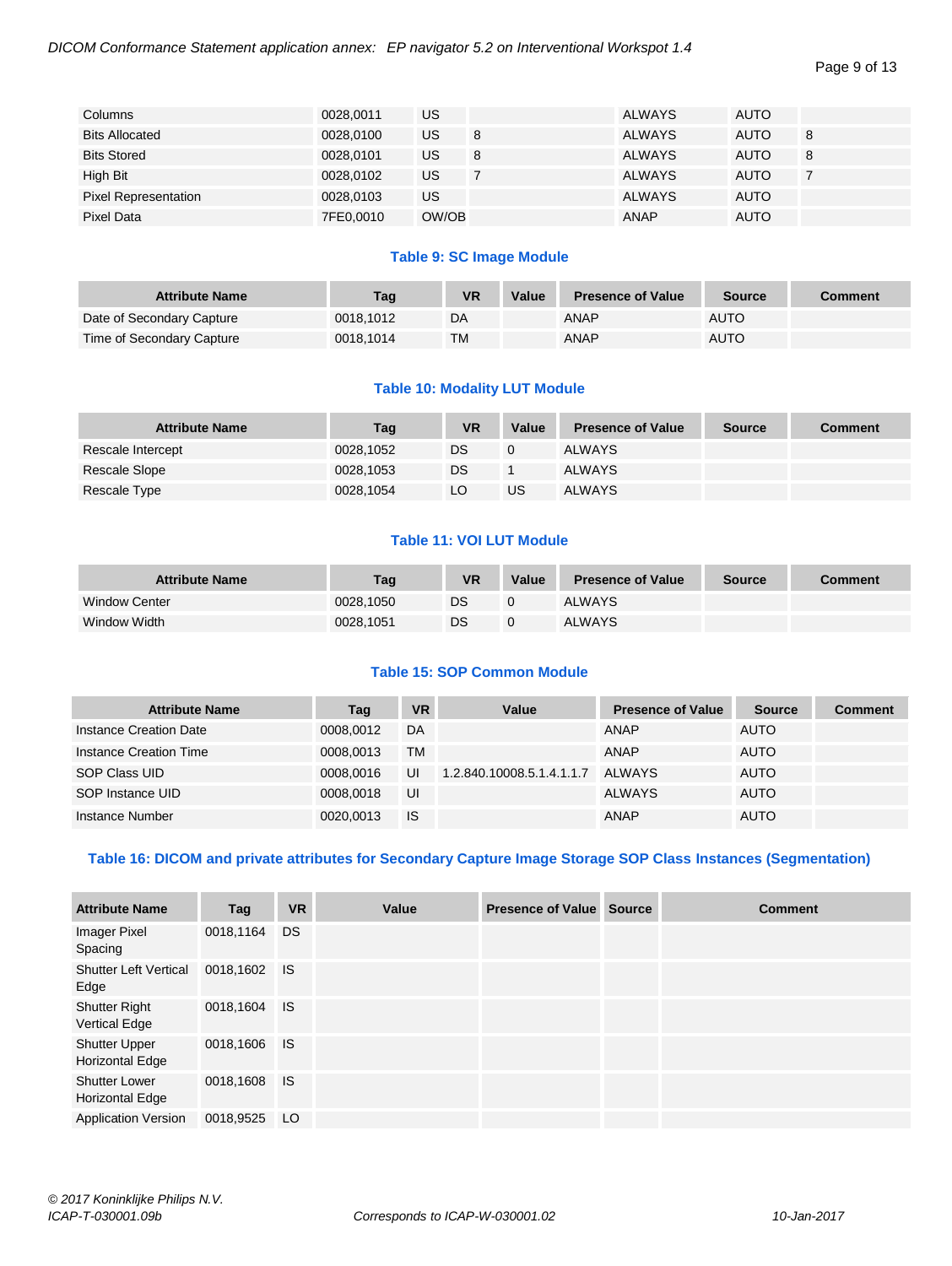| | | | | | | |
|---|---|---|---|---|---|---|
| Columns | 0028,0011 | US | | ALWAYS | AUTO | |
| Bits Allocated | 0028,0100 | US | 8 | ALWAYS | AUTO | 8 |
| Bits Stored | 0028,0101 | US | 8 | ALWAYS | AUTO | 8 |
| High Bit | 0028,0102 | US | 7 | ALWAYS | AUTO | 7 |
| Pixel Representation | 0028,0103 | US | | ALWAYS | AUTO | |
| Pixel Data | 7FE0,0010 | OW/OB | | ANAP | AUTO | |

**Table 9: SC Image Module**

| Attribute Name | Tag | VR | Value | Presence of Value | Source | Comment |
|---|---|---|---|---|---|---|
| Date of Secondary Capture | 0018,1012 | DA | | ANAP | AUTO | |
| Time of Secondary Capture | 0018,1014 | TM | | ANAP | AUTO | |

**Table 10: Modality LUT Module**

| Attribute Name | Tag | VR | Value | Presence of Value | Source | Comment |
|---|---|---|---|---|---|---|
| Rescale Intercept | 0028,1052 | DS | 0 | ALWAYS | | |
| Rescale Slope | 0028,1053 | DS | 1 | ALWAYS | | |
| Rescale Type | 0028,1054 | LO | US | ALWAYS | | |

**Table 11: VOI LUT Module**

| Attribute Name | Tag | VR | Value | Presence of Value | Source | Comment |
|---|---|---|---|---|---|---|
| Window Center | 0028,1050 | DS | 0 | ALWAYS | | |
| Window Width | 0028,1051 | DS | 0 | ALWAYS | | |

**Table 15: SOP Common Module**

| Attribute Name | Tag | VR | Value | Presence of Value | Source | Comment |
|---|---|---|---|---|---|---|
| Instance Creation Date | 0008,0012 | DA | | ANAP | AUTO | |
| Instance Creation Time | 0008,0013 | TM | | ANAP | AUTO | |
| SOP Class UID | 0008,0016 | UI | 1.2.840.10008.5.1.4.1.1.7 | ALWAYS | AUTO | |
| SOP Instance UID | 0008,0018 | UI | | ALWAYS | AUTO | |
| Instance Number | 0020,0013 | IS | | ANAP | AUTO | |

**Table 16: DICOM and private attributes for Secondary Capture Image Storage SOP Class Instances (Segmentation)**

| Attribute Name | Tag | VR | Value | Presence of Value | Source | Comment |
|---|---|---|---|---|---|---|
| Imager Pixel Spacing | 0018,1164 | DS | | | | |
| Shutter Left Vertical Edge | 0018,1602 | IS | | | | |
| Shutter Right Vertical Edge | 0018,1604 | IS | | | | |
| Shutter Upper Horizontal Edge | 0018,1606 | IS | | | | |
| Shutter Lower Horizontal Edge | 0018,1608 | IS | | | | |
| Application Version | 0018,9525 | LO | | | | |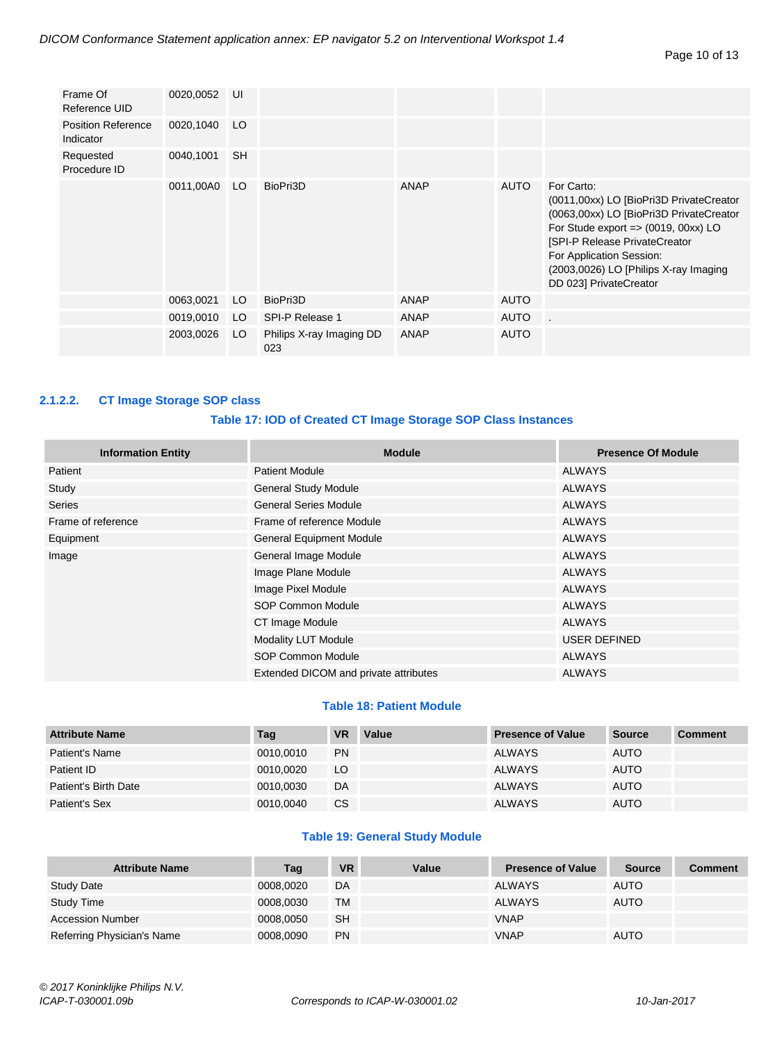| | | | | | | |
|---|---|---|---|---|---|---|
| Frame Of Reference UID | 0020,0052 | UI | | | | |
| Position Reference Indicator | 0020,1040 | LO | | | | |
| Requested Procedure ID | 0040,1001 | SH | | | | |
| | 0011,00A0 | LO | BioPri3D | ANAP | AUTO | For Carto: (0011,00xx) LO [BioPri3D PrivateCreator (0063,00xx) LO [BioPri3D PrivateCreator For Stude export => (0019, 00xx) LO [SPI-P Release PrivateCreator For Application Session: (2003,0026) LO [Philips X-ray Imaging DD 023] PrivateCreator |
| | 0063,0021 | LO | BioPri3D | ANAP | AUTO | |
| | 0019,0010 | LO | SPI-P Release 1 | ANAP | AUTO | . |
| | 2003,0026 | LO | Philips X-ray Imaging DD 023 | ANAP | AUTO | |

#### 2.1.2.2. CT Image Storage SOP class

**Table 17: IOD of Created CT Image Storage SOP Class Instances**

| Information Entity | Module | Presence Of Module |
|---|---|---|
| Patient | Patient Module | ALWAYS |
| Study | General Study Module | ALWAYS |
| Series | General Series Module | ALWAYS |
| Frame of reference | Frame of reference Module | ALWAYS |
| Equipment | General Equipment Module | ALWAYS |
| Image | General Image Module | ALWAYS |
| | Image Plane Module | ALWAYS |
| | Image Pixel Module | ALWAYS |
| | SOP Common Module | ALWAYS |
| | CT Image Module | ALWAYS |
| | Modality LUT Module | USER DEFINED |
| | SOP Common Module | ALWAYS |
| | Extended DICOM and private attributes | ALWAYS |

**Table 18: Patient Module**

| Attribute Name | Tag | VR | Value | Presence of Value | Source | Comment |
|---|---|---|---|---|---|---|
| Patient's Name | 0010,0010 | PN | | ALWAYS | AUTO | |
| Patient ID | 0010,0020 | LO | | ALWAYS | AUTO | |
| Patient's Birth Date | 0010,0030 | DA | | ALWAYS | AUTO | |
| Patient's Sex | 0010,0040 | CS | | ALWAYS | AUTO | |

**Table 19: General Study Module**

| Attribute Name | Tag | VR | Value | Presence of Value | Source | Comment |
|---|---|---|---|---|---|---|
| Study Date | 0008,0020 | DA | | ALWAYS | AUTO | |
| Study Time | 0008,0030 | TM | | ALWAYS | AUTO | |
| Accession Number | 0008,0050 | SH | | VNAP | | |
| Referring Physician's Name | 0008,0090 | PN | | VNAP | AUTO | |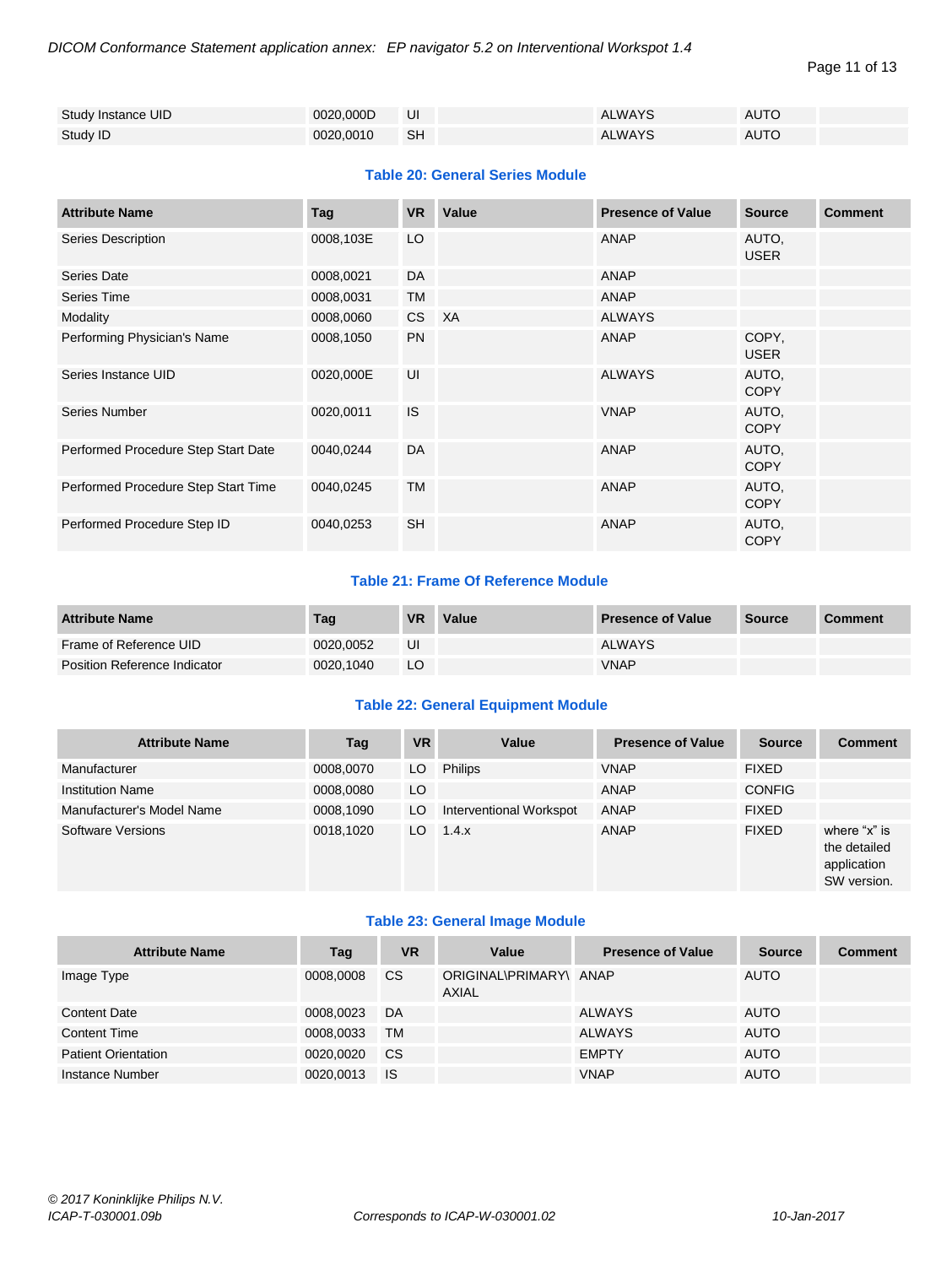| | | | | | | |
|---|---|---|---|---|---|---|
| Study Instance UID | 0020,000D | UI | | ALWAYS | AUTO | |
| Study ID | 0020,0010 | SH | | ALWAYS | AUTO | |

**Table 20: General Series Module**

| Attribute Name | Tag | VR | Value | Presence of Value | Source | Comment |
|---|---|---|---|---|---|---|
| Series Description | 0008,103E | LO | | ANAP | AUTO, USER | |
| Series Date | 0008,0021 | DA | | ANAP | | |
| Series Time | 0008,0031 | TM | | ANAP | | |
| Modality | 0008,0060 | CS | XA | ALWAYS | | |
| Performing Physician's Name | 0008,1050 | PN | | ANAP | COPY, USER | |
| Series Instance UID | 0020,000E | UI | | ALWAYS | AUTO, COPY | |
| Series Number | 0020,0011 | IS | | VNAP | AUTO, COPY | |
| Performed Procedure Step Start Date | 0040,0244 | DA | | ANAP | AUTO, COPY | |
| Performed Procedure Step Start Time | 0040,0245 | TM | | ANAP | AUTO, COPY | |
| Performed Procedure Step ID | 0040,0253 | SH | | ANAP | AUTO, COPY | |

**Table 21: Frame Of Reference Module**

| Attribute Name | Tag | VR | Value | Presence of Value | Source | Comment |
|---|---|---|---|---|---|---|
| Frame of Reference UID | 0020,0052 | UI | | ALWAYS | | |
| Position Reference Indicator | 0020,1040 | LO | | VNAP | | |

**Table 22: General Equipment Module**

| Attribute Name | Tag | VR | Value | Presence of Value | Source | Comment |
|---|---|---|---|---|---|---|
| Manufacturer | 0008,0070 | LO | Philips | VNAP | FIXED | |
| Institution Name | 0008,0080 | LO | | ANAP | CONFIG | |
| Manufacturer's Model Name | 0008,1090 | LO | Interventional Workspot | ANAP | FIXED | |
| Software Versions | 0018,1020 | LO | 1.4.x | ANAP | FIXED | where “x” is the detailed application SW version. |

**Table 23: General Image Module**

| Attribute Name | Tag | VR | Value | Presence of Value | Source | Comment |
|---|---|---|---|---|---|---|
| Image Type | 0008,0008 | CS | ORIGINAL\PRIMARY\AXIAL | ANAP | AUTO | |
| Content Date | 0008,0023 | DA | | ALWAYS | AUTO | |
| Content Time | 0008,0033 | TM | | ALWAYS | AUTO | |
| Patient Orientation | 0020,0020 | CS | | EMPTY | AUTO | |
| Instance Number | 0020,0013 | IS | | VNAP | AUTO | |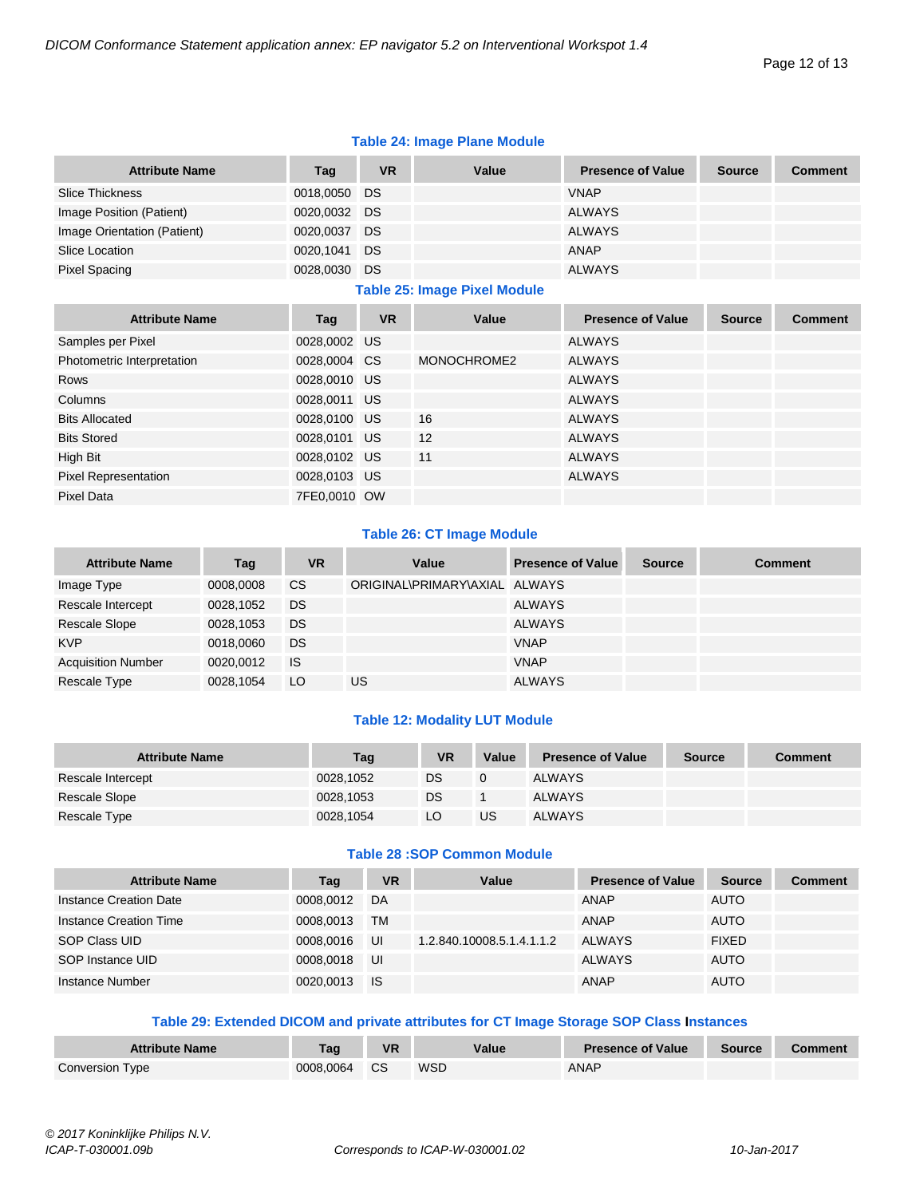**Table 24: Image Plane Module**

| Attribute Name | Tag | VR | Value | Presence of Value | Source | Comment |
|---|---|---|---|---|---|---|
| Slice Thickness | 0018,0050 | DS | | VNAP | | |
| Image Position (Patient) | 0020,0032 | DS | | ALWAYS | | |
| Image Orientation (Patient) | 0020,0037 | DS | | ALWAYS | | |
| Slice Location | 0020,1041 | DS | | ANAP | | |
| Pixel Spacing | 0028,0030 | DS | | ALWAYS | | |

**Table 25: Image Pixel Module**

| Attribute Name | Tag | VR | Value | Presence of Value | Source | Comment |
|---|---|---|---|---|---|---|
| Samples per Pixel | 0028,0002 | US | | ALWAYS | | |
| Photometric Interpretation | 0028,0004 | CS | MONOCHROME2 | ALWAYS | | |
| Rows | 0028,0010 | US | | ALWAYS | | |
| Columns | 0028,0011 | US | | ALWAYS | | |
| Bits Allocated | 0028,0100 | US | 16 | ALWAYS | | |
| Bits Stored | 0028,0101 | US | 12 | ALWAYS | | |
| High Bit | 0028,0102 | US | 11 | ALWAYS | | |
| Pixel Representation | 0028,0103 | US | | ALWAYS | | |
| Pixel Data | 7FE0,0010 | OW | | | | |

**Table 26: CT Image Module**

| Attribute Name | Tag | VR | Value | Presence of Value | Source | Comment |
|---|---|---|---|---|---|---|
| Image Type | 0008,0008 | CS | ORIGINAL\PRIMARY\AXIAL | ALWAYS | | |
| Rescale Intercept | 0028,1052 | DS | | ALWAYS | | |
| Rescale Slope | 0028,1053 | DS | | ALWAYS | | |
| KVP | 0018,0060 | DS | | VNAP | | |
| Acquisition Number | 0020,0012 | IS | | VNAP | | |
| Rescale Type | 0028,1054 | LO | US | ALWAYS | | |

**Table 12: Modality LUT Module**

| Attribute Name | Tag | VR | Value | Presence of Value | Source | Comment |
|---|---|---|---|---|---|---|
| Rescale Intercept | 0028,1052 | DS | 0 | ALWAYS | | |
| Rescale Slope | 0028,1053 | DS | 1 | ALWAYS | | |
| Rescale Type | 0028,1054 | LO | US | ALWAYS | | |

**Table 28 :SOP Common Module**

| Attribute Name | Tag | VR | Value | Presence of Value | Source | Comment |
|---|---|---|---|---|---|---|
| Instance Creation Date | 0008,0012 | DA | | ANAP | AUTO | |
| Instance Creation Time | 0008,0013 | TM | | ANAP | AUTO | |
| SOP Class UID | 0008,0016 | UI | 1.2.840.10008.5.1.4.1.1.2 | ALWAYS | FIXED | |
| SOP Instance UID | 0008,0018 | UI | | ALWAYS | AUTO | |
| Instance Number | 0020,0013 | IS | | ANAP | AUTO | |

**Table 29: Extended DICOM and private attributes for CT Image Storage SOP Class Instances**

| Attribute Name | Tag | VR | Value | Presence of Value | Source | Comment |
|---|---|---|---|---|---|---|
| Conversion Type | 0008,0064 | CS | WSD | ANAP | | |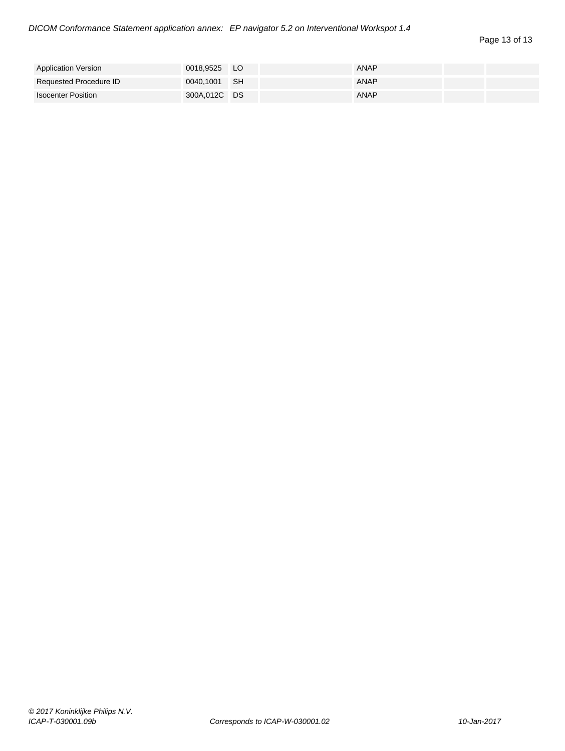| | | | | | | |
|---|---|---|---|---|---|---|
| Application Version | 0018,9525 | LO | | ANAP | | |
| Requested Procedure ID | 0040,1001 | SH | | ANAP | | |
| Isocenter Position | 300A,012C | DS | | ANAP | | |